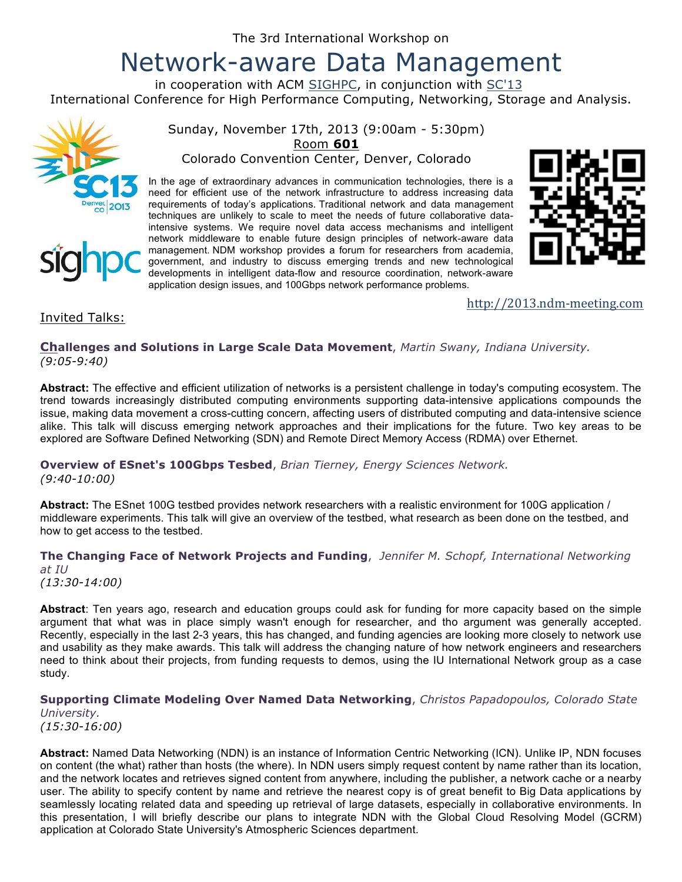The 3rd International Workshop on

# Network-aware Data Management

in cooperation with ACM SIGHPC, in conjunction with SC'13
International Conference for High Performance Computing, Networking, Storage and Analysis.

Sunday, November 17th, 2013 (9:00am - 5:30pm)
Room **601**
Colorado Convention Center, Denver, Colorado

In the age of extraordinary advances in communication technologies, there is a need for efficient use of the network infrastructure to address increasing data requirements of today's applications. Traditional network and data management techniques are unlikely to scale to meet the needs of future collaborative data-intensive systems. We require novel data access mechanisms and intelligent network middleware to enable future design principles of network-aware data management. NDM workshop provides a forum for researchers from academia, government, and industry to discuss emerging trends and new technological developments in intelligent data-flow and resource coordination, network-aware application design issues, and 100Gbps network performance problems.

http://2013.ndm-meeting.com

## Invited Talks:

**Challenges and Solutions in Large Scale Data Movement**, *Martin Swany, Indiana University.*
*(9:05-9:40)*

**Abstract:** The effective and efficient utilization of networks is a persistent challenge in today's computing ecosystem. The trend towards increasingly distributed computing environments supporting data-intensive applications compounds the issue, making data movement a cross-cutting concern, affecting users of distributed computing and data-intensive science alike. This talk will discuss emerging network approaches and their implications for the future. Two key areas to be explored are Software Defined Networking (SDN) and Remote Direct Memory Access (RDMA) over Ethernet.

**Overview of ESnet's 100Gbps Tesbed**, *Brian Tierney, Energy Sciences Network.*
*(9:40-10:00)*

**Abstract:** The ESnet 100G testbed provides network researchers with a realistic environment for 100G application / middleware experiments. This talk will give an overview of the testbed, what research as been done on the testbed, and how to get access to the testbed.

**The Changing Face of Network Projects and Funding**, *Jennifer M. Schopf, International Networking at IU*
*(13:30-14:00)*

**Abstract**: Ten years ago, research and education groups could ask for funding for more capacity based on the simple argument that what was in place simply wasn't enough for researcher, and tho argument was generally accepted. Recently, especially in the last 2-3 years, this has changed, and funding agencies are looking more closely to network use and usability as they make awards. This talk will address the changing nature of how network engineers and researchers need to think about their projects, from funding requests to demos, using the IU International Network group as a case study.

**Supporting Climate Modeling Over Named Data Networking**, *Christos Papadopoulos, Colorado State University.*
*(15:30-16:00)*

**Abstract:** Named Data Networking (NDN) is an instance of Information Centric Networking (ICN). Unlike IP, NDN focuses on content (the what) rather than hosts (the where). In NDN users simply request content by name rather than its location, and the network locates and retrieves signed content from anywhere, including the publisher, a network cache or a nearby user. The ability to specify content by name and retrieve the nearest copy is of great benefit to Big Data applications by seamlessly locating related data and speeding up retrieval of large datasets, especially in collaborative environments. In this presentation, I will briefly describe our plans to integrate NDN with the Global Cloud Resolving Model (GCRM) application at Colorado State University's Atmospheric Sciences department.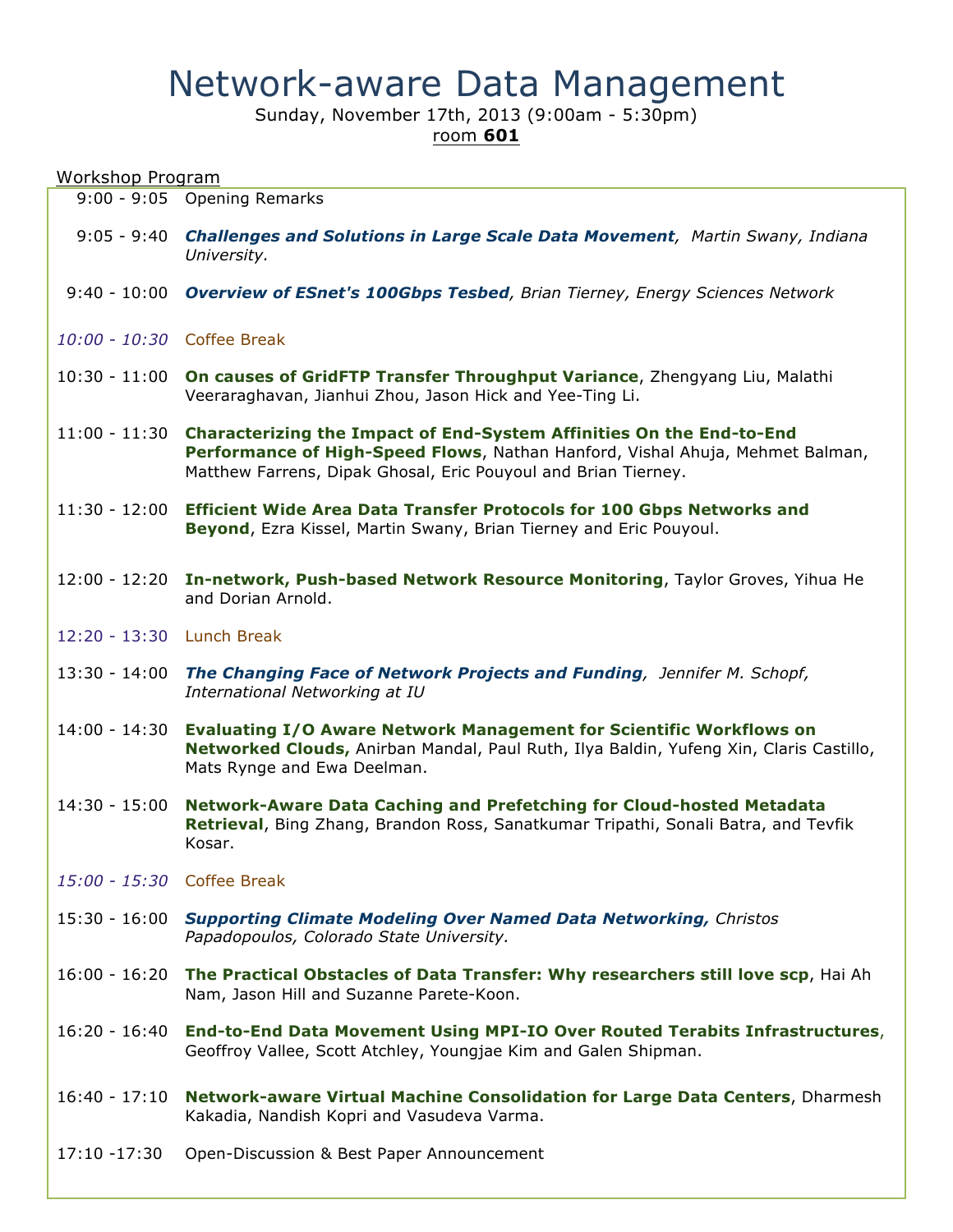# Network-aware Data Management

Sunday, November 17th, 2013 (9:00am - 5:30pm)

room **601**

Workshop Program

| | |
|---|---|
| 9:00 - 9:05 | Opening Remarks |
| 9:05 - 9:40 | ***Challenges and Solutions in Large Scale Data Movement***, *Martin Swany, Indiana University.* |
| 9:40 - 10:00 | ***Overview of ESnet's 100Gbps Tesbed***, *Brian Tierney, Energy Sciences Network* |
| *10:00 - 10:30* | Coffee Break |
| 10:30 - 11:00 | **On causes of GridFTP Transfer Throughput Variance**, Zhengyang Liu, Malathi Veeraraghavan, Jianhui Zhou, Jason Hick and Yee-Ting Li. |
| 11:00 - 11:30 | **Characterizing the Impact of End-System Affinities On the End-to-End Performance of High-Speed Flows**, Nathan Hanford, Vishal Ahuja, Mehmet Balman, Matthew Farrens, Dipak Ghosal, Eric Pouyoul and Brian Tierney. |
| 11:30 - 12:00 | **Efficient Wide Area Data Transfer Protocols for 100 Gbps Networks and Beyond**, Ezra Kissel, Martin Swany, Brian Tierney and Eric Pouyoul. |
| 12:00 - 12:20 | **In-network, Push-based Network Resource Monitoring**, Taylor Groves, Yihua He and Dorian Arnold. |
| 12:20 - 13:30 | Lunch Break |
| 13:30 - 14:00 | ***The Changing Face of Network Projects and Funding***, *Jennifer M. Schopf, International Networking at IU* |
| 14:00 - 14:30 | **Evaluating I/O Aware Network Management for Scientific Workflows on Networked Clouds,** Anirban Mandal, Paul Ruth, Ilya Baldin, Yufeng Xin, Claris Castillo, Mats Rynge and Ewa Deelman. |
| 14:30 - 15:00 | **Network-Aware Data Caching and Prefetching for Cloud-hosted Metadata Retrieval**, Bing Zhang, Brandon Ross, Sanatkumar Tripathi, Sonali Batra, and Tevfik Kosar. |
| *15:00 - 15:30* | Coffee Break |
| 15:30 - 16:00 | ***Supporting Climate Modeling Over Named Data Networking,*** *Christos Papadopoulos, Colorado State University.* |
| 16:00 - 16:20 | **The Practical Obstacles of Data Transfer: Why researchers still love scp**, Hai Ah Nam, Jason Hill and Suzanne Parete-Koon. |
| 16:20 - 16:40 | **End-to-End Data Movement Using MPI-IO Over Routed Terabits Infrastructures**, Geoffroy Vallee, Scott Atchley, Youngjae Kim and Galen Shipman. |
| 16:40 - 17:10 | **Network-aware Virtual Machine Consolidation for Large Data Centers**, Dharmesh Kakadia, Nandish Kopri and Vasudeva Varma. |
| 17:10 -17:30 | Open-Discussion & Best Paper Announcement |